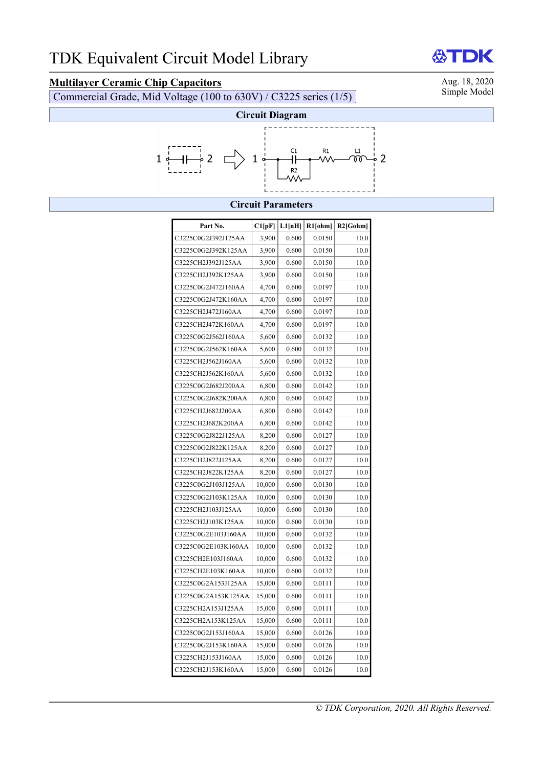# TDK Equivalent Circuit Model Library

## Multilayer Ceramic Chip Capacitors

Commercial Grade, Mid Voltage (100 to 630V) / C3225 series (1/5)

Aug. 18, 2020
Simple Model

### Circuit Diagram

1 —| |— 2 ⇨ 1 — C1 (with R2 in parallel) — R1 — L1 — 2

### Circuit Parameters

| Part No. | C1[pF] | L1[nH] | R1[ohm] | R2[Gohm] |
|---|---|---|---|---|
| C3225C0G2J392J125AA | 3,900 | 0.600 | 0.0150 | 10.0 |
| C3225C0G2J392K125AA | 3,900 | 0.600 | 0.0150 | 10.0 |
| C3225CH2J392J125AA | 3,900 | 0.600 | 0.0150 | 10.0 |
| C3225CH2J392K125AA | 3,900 | 0.600 | 0.0150 | 10.0 |
| C3225C0G2J472J160AA | 4,700 | 0.600 | 0.0197 | 10.0 |
| C3225C0G2J472K160AA | 4,700 | 0.600 | 0.0197 | 10.0 |
| C3225CH2J472J160AA | 4,700 | 0.600 | 0.0197 | 10.0 |
| C3225CH2J472K160AA | 4,700 | 0.600 | 0.0197 | 10.0 |
| C3225C0G2J562J160AA | 5,600 | 0.600 | 0.0132 | 10.0 |
| C3225C0G2J562K160AA | 5,600 | 0.600 | 0.0132 | 10.0 |
| C3225CH2J562J160AA | 5,600 | 0.600 | 0.0132 | 10.0 |
| C3225CH2J562K160AA | 5,600 | 0.600 | 0.0132 | 10.0 |
| C3225C0G2J682J200AA | 6,800 | 0.600 | 0.0142 | 10.0 |
| C3225C0G2J682K200AA | 6,800 | 0.600 | 0.0142 | 10.0 |
| C3225CH2J682J200AA | 6,800 | 0.600 | 0.0142 | 10.0 |
| C3225CH2J682K200AA | 6,800 | 0.600 | 0.0142 | 10.0 |
| C3225C0G2J822J125AA | 8,200 | 0.600 | 0.0127 | 10.0 |
| C3225C0G2J822K125AA | 8,200 | 0.600 | 0.0127 | 10.0 |
| C3225CH2J822J125AA | 8,200 | 0.600 | 0.0127 | 10.0 |
| C3225CH2J822K125AA | 8,200 | 0.600 | 0.0127 | 10.0 |
| C3225C0G2J103J125AA | 10,000 | 0.600 | 0.0130 | 10.0 |
| C3225C0G2J103K125AA | 10,000 | 0.600 | 0.0130 | 10.0 |
| C3225CH2J103J125AA | 10,000 | 0.600 | 0.0130 | 10.0 |
| C3225CH2J103K125AA | 10,000 | 0.600 | 0.0130 | 10.0 |
| C3225C0G2E103J160AA | 10,000 | 0.600 | 0.0132 | 10.0 |
| C3225C0G2E103K160AA | 10,000 | 0.600 | 0.0132 | 10.0 |
| C3225CH2E103J160AA | 10,000 | 0.600 | 0.0132 | 10.0 |
| C3225CH2E103K160AA | 10,000 | 0.600 | 0.0132 | 10.0 |
| C3225C0G2A153J125AA | 15,000 | 0.600 | 0.0111 | 10.0 |
| C3225C0G2A153K125AA | 15,000 | 0.600 | 0.0111 | 10.0 |
| C3225CH2A153J125AA | 15,000 | 0.600 | 0.0111 | 10.0 |
| C3225CH2A153K125AA | 15,000 | 0.600 | 0.0111 | 10.0 |
| C3225C0G2J153J160AA | 15,000 | 0.600 | 0.0126 | 10.0 |
| C3225C0G2J153K160AA | 15,000 | 0.600 | 0.0126 | 10.0 |
| C3225CH2J153J160AA | 15,000 | 0.600 | 0.0126 | 10.0 |
| C3225CH2J153K160AA | 15,000 | 0.600 | 0.0126 | 10.0 |

*© TDK Corporation, 2020. All Rights Reserved.*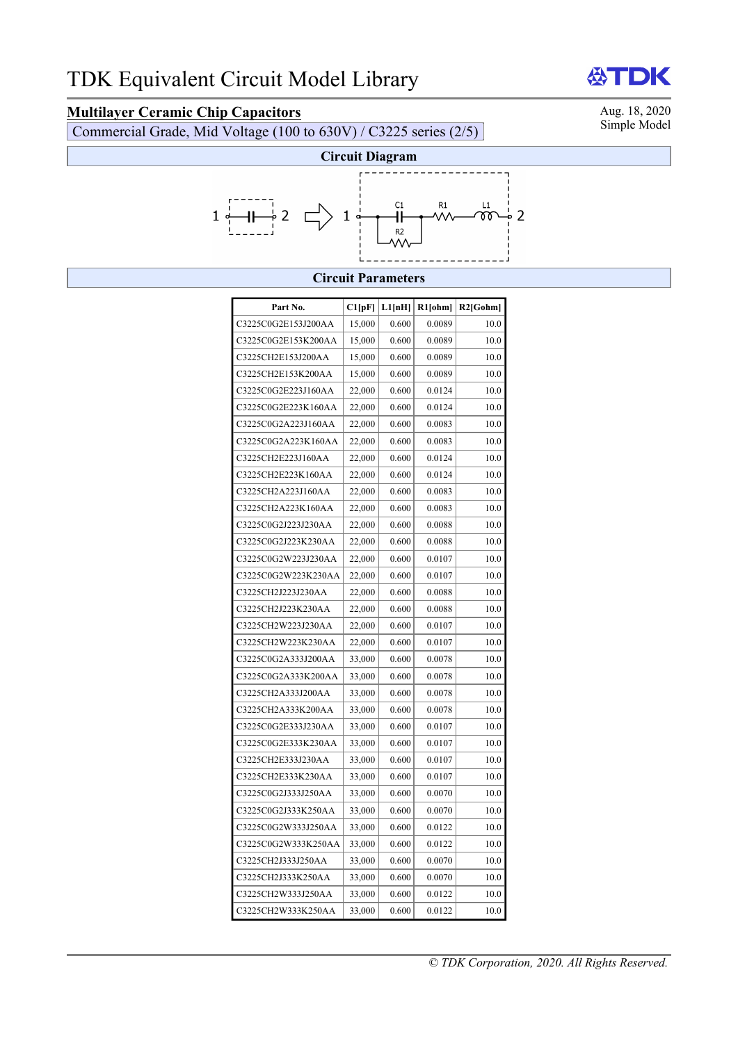# TDK Equivalent Circuit Model Library

## Multilayer Ceramic Chip Capacitors

Commercial Grade, Mid Voltage (100 to 630V) / C3225 series (2/5)

Aug. 18, 2020
Simple Model

### Circuit Diagram

1 —||— 2 ⇨ 1 —[C1 || R2]— R1 — L1 — 2

### Circuit Parameters

| Part No. | C1[pF] | L1[nH] | R1[ohm] | R2[Gohm] |
|---|---|---|---|---|
| C3225C0G2E153J200AA | 15,000 | 0.600 | 0.0089 | 10.0 |
| C3225C0G2E153K200AA | 15,000 | 0.600 | 0.0089 | 10.0 |
| C3225CH2E153J200AA | 15,000 | 0.600 | 0.0089 | 10.0 |
| C3225CH2E153K200AA | 15,000 | 0.600 | 0.0089 | 10.0 |
| C3225C0G2E223J160AA | 22,000 | 0.600 | 0.0124 | 10.0 |
| C3225C0G2E223K160AA | 22,000 | 0.600 | 0.0124 | 10.0 |
| C3225C0G2A223J160AA | 22,000 | 0.600 | 0.0083 | 10.0 |
| C3225C0G2A223K160AA | 22,000 | 0.600 | 0.0083 | 10.0 |
| C3225CH2E223J160AA | 22,000 | 0.600 | 0.0124 | 10.0 |
| C3225CH2E223K160AA | 22,000 | 0.600 | 0.0124 | 10.0 |
| C3225CH2A223J160AA | 22,000 | 0.600 | 0.0083 | 10.0 |
| C3225CH2A223K160AA | 22,000 | 0.600 | 0.0083 | 10.0 |
| C3225C0G2J223J230AA | 22,000 | 0.600 | 0.0088 | 10.0 |
| C3225C0G2J223K230AA | 22,000 | 0.600 | 0.0088 | 10.0 |
| C3225C0G2W223J230AA | 22,000 | 0.600 | 0.0107 | 10.0 |
| C3225C0G2W223K230AA | 22,000 | 0.600 | 0.0107 | 10.0 |
| C3225CH2J223J230AA | 22,000 | 0.600 | 0.0088 | 10.0 |
| C3225CH2J223K230AA | 22,000 | 0.600 | 0.0088 | 10.0 |
| C3225CH2W223J230AA | 22,000 | 0.600 | 0.0107 | 10.0 |
| C3225CH2W223K230AA | 22,000 | 0.600 | 0.0107 | 10.0 |
| C3225C0G2A333J200AA | 33,000 | 0.600 | 0.0078 | 10.0 |
| C3225C0G2A333K200AA | 33,000 | 0.600 | 0.0078 | 10.0 |
| C3225CH2A333J200AA | 33,000 | 0.600 | 0.0078 | 10.0 |
| C3225CH2A333K200AA | 33,000 | 0.600 | 0.0078 | 10.0 |
| C3225C0G2E333J230AA | 33,000 | 0.600 | 0.0107 | 10.0 |
| C3225C0G2E333K230AA | 33,000 | 0.600 | 0.0107 | 10.0 |
| C3225CH2E333J230AA | 33,000 | 0.600 | 0.0107 | 10.0 |
| C3225CH2E333K230AA | 33,000 | 0.600 | 0.0107 | 10.0 |
| C3225C0G2J333J250AA | 33,000 | 0.600 | 0.0070 | 10.0 |
| C3225C0G2J333K250AA | 33,000 | 0.600 | 0.0070 | 10.0 |
| C3225C0G2W333J250AA | 33,000 | 0.600 | 0.0122 | 10.0 |
| C3225C0G2W333K250AA | 33,000 | 0.600 | 0.0122 | 10.0 |
| C3225CH2J333J250AA | 33,000 | 0.600 | 0.0070 | 10.0 |
| C3225CH2J333K250AA | 33,000 | 0.600 | 0.0070 | 10.0 |
| C3225CH2W333J250AA | 33,000 | 0.600 | 0.0122 | 10.0 |
| C3225CH2W333K250AA | 33,000 | 0.600 | 0.0122 | 10.0 |

*© TDK Corporation, 2020. All Rights Reserved.*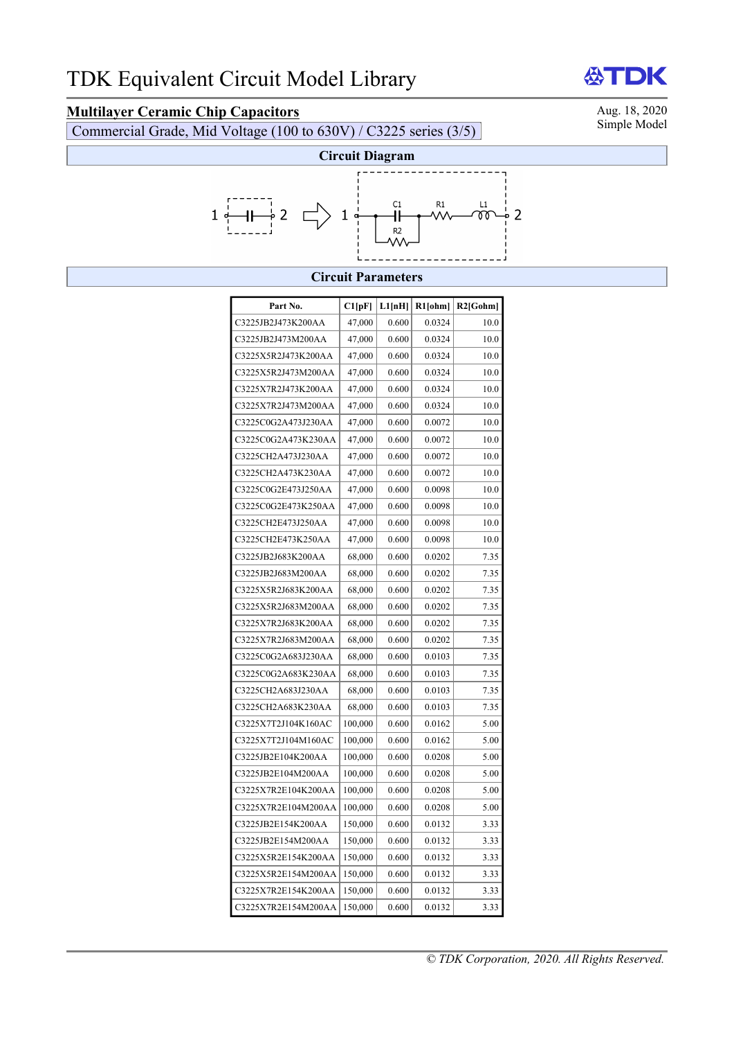# TDK Equivalent Circuit Model Library

## Multilayer Ceramic Chip Capacitors

Aug. 18, 2020
Simple Model

Commercial Grade, Mid Voltage (100 to 630V) / C3225 series (3/5)

### Circuit Diagram

1 —||— 2 ⇨ 1 — C1 — R1 — L1 — 2 (R2 in parallel with C1)

### Circuit Parameters

| Part No. | C1[pF] | L1[nH] | R1[ohm] | R2[Gohm] |
|---|---|---|---|---|
| C3225JB2J473K200AA | 47,000 | 0.600 | 0.0324 | 10.0 |
| C3225JB2J473M200AA | 47,000 | 0.600 | 0.0324 | 10.0 |
| C3225X5R2J473K200AA | 47,000 | 0.600 | 0.0324 | 10.0 |
| C3225X5R2J473M200AA | 47,000 | 0.600 | 0.0324 | 10.0 |
| C3225X7R2J473K200AA | 47,000 | 0.600 | 0.0324 | 10.0 |
| C3225X7R2J473M200AA | 47,000 | 0.600 | 0.0324 | 10.0 |
| C3225C0G2A473J230AA | 47,000 | 0.600 | 0.0072 | 10.0 |
| C3225C0G2A473K230AA | 47,000 | 0.600 | 0.0072 | 10.0 |
| C3225CH2A473J230AA | 47,000 | 0.600 | 0.0072 | 10.0 |
| C3225CH2A473K230AA | 47,000 | 0.600 | 0.0072 | 10.0 |
| C3225C0G2E473J250AA | 47,000 | 0.600 | 0.0098 | 10.0 |
| C3225C0G2E473K250AA | 47,000 | 0.600 | 0.0098 | 10.0 |
| C3225CH2E473J250AA | 47,000 | 0.600 | 0.0098 | 10.0 |
| C3225CH2E473K250AA | 47,000 | 0.600 | 0.0098 | 10.0 |
| C3225JB2J683K200AA | 68,000 | 0.600 | 0.0202 | 7.35 |
| C3225JB2J683M200AA | 68,000 | 0.600 | 0.0202 | 7.35 |
| C3225X5R2J683K200AA | 68,000 | 0.600 | 0.0202 | 7.35 |
| C3225X5R2J683M200AA | 68,000 | 0.600 | 0.0202 | 7.35 |
| C3225X7R2J683K200AA | 68,000 | 0.600 | 0.0202 | 7.35 |
| C3225X7R2J683M200AA | 68,000 | 0.600 | 0.0202 | 7.35 |
| C3225C0G2A683J230AA | 68,000 | 0.600 | 0.0103 | 7.35 |
| C3225C0G2A683K230AA | 68,000 | 0.600 | 0.0103 | 7.35 |
| C3225CH2A683J230AA | 68,000 | 0.600 | 0.0103 | 7.35 |
| C3225CH2A683K230AA | 68,000 | 0.600 | 0.0103 | 7.35 |
| C3225X7T2J104K160AC | 100,000 | 0.600 | 0.0162 | 5.00 |
| C3225X7T2J104M160AC | 100,000 | 0.600 | 0.0162 | 5.00 |
| C3225JB2E104K200AA | 100,000 | 0.600 | 0.0208 | 5.00 |
| C3225JB2E104M200AA | 100,000 | 0.600 | 0.0208 | 5.00 |
| C3225X7R2E104K200AA | 100,000 | 0.600 | 0.0208 | 5.00 |
| C3225X7R2E104M200AA | 100,000 | 0.600 | 0.0208 | 5.00 |
| C3225JB2E154K200AA | 150,000 | 0.600 | 0.0132 | 3.33 |
| C3225JB2E154M200AA | 150,000 | 0.600 | 0.0132 | 3.33 |
| C3225X5R2E154K200AA | 150,000 | 0.600 | 0.0132 | 3.33 |
| C3225X5R2E154M200AA | 150,000 | 0.600 | 0.0132 | 3.33 |
| C3225X7R2E154K200AA | 150,000 | 0.600 | 0.0132 | 3.33 |
| C3225X7R2E154M200AA | 150,000 | 0.600 | 0.0132 | 3.33 |

*© TDK Corporation, 2020. All Rights Reserved.*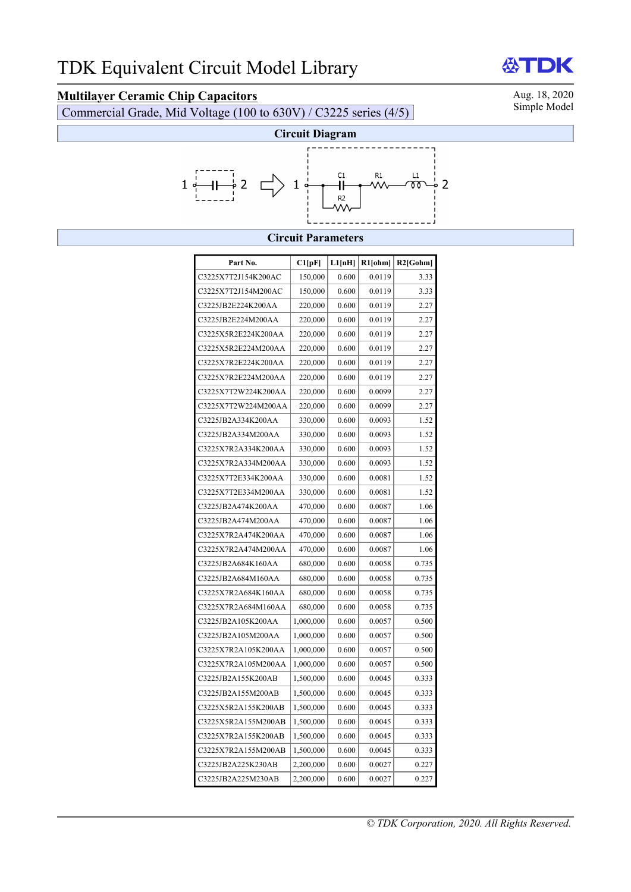# TDK Equivalent Circuit Model Library

Aug. 18, 2020
Simple Model

## Multilayer Ceramic Chip Capacitors

Commercial Grade, Mid Voltage (100 to 630V) / C3225 series (4/5)

### Circuit Diagram

### Circuit Parameters

| Part No. | C1[pF] | L1[nH] | R1[ohm] | R2[Gohm] |
|---|---|---|---|---|
| C3225X7T2J154K200AC | 150,000 | 0.600 | 0.0119 | 3.33 |
| C3225X7T2J154M200AC | 150,000 | 0.600 | 0.0119 | 3.33 |
| C3225JB2E224K200AA | 220,000 | 0.600 | 0.0119 | 2.27 |
| C3225JB2E224M200AA | 220,000 | 0.600 | 0.0119 | 2.27 |
| C3225X5R2E224K200AA | 220,000 | 0.600 | 0.0119 | 2.27 |
| C3225X5R2E224M200AA | 220,000 | 0.600 | 0.0119 | 2.27 |
| C3225X7R2E224K200AA | 220,000 | 0.600 | 0.0119 | 2.27 |
| C3225X7R2E224M200AA | 220,000 | 0.600 | 0.0119 | 2.27 |
| C3225X7T2W224K200AA | 220,000 | 0.600 | 0.0099 | 2.27 |
| C3225X7T2W224M200AA | 220,000 | 0.600 | 0.0099 | 2.27 |
| C3225JB2A334K200AA | 330,000 | 0.600 | 0.0093 | 1.52 |
| C3225JB2A334M200AA | 330,000 | 0.600 | 0.0093 | 1.52 |
| C3225X7R2A334K200AA | 330,000 | 0.600 | 0.0093 | 1.52 |
| C3225X7R2A334M200AA | 330,000 | 0.600 | 0.0093 | 1.52 |
| C3225X7T2E334K200AA | 330,000 | 0.600 | 0.0081 | 1.52 |
| C3225X7T2E334M200AA | 330,000 | 0.600 | 0.0081 | 1.52 |
| C3225JB2A474K200AA | 470,000 | 0.600 | 0.0087 | 1.06 |
| C3225JB2A474M200AA | 470,000 | 0.600 | 0.0087 | 1.06 |
| C3225X7R2A474K200AA | 470,000 | 0.600 | 0.0087 | 1.06 |
| C3225X7R2A474M200AA | 470,000 | 0.600 | 0.0087 | 1.06 |
| C3225JB2A684K160AA | 680,000 | 0.600 | 0.0058 | 0.735 |
| C3225JB2A684M160AA | 680,000 | 0.600 | 0.0058 | 0.735 |
| C3225X7R2A684K160AA | 680,000 | 0.600 | 0.0058 | 0.735 |
| C3225X7R2A684M160AA | 680,000 | 0.600 | 0.0058 | 0.735 |
| C3225JB2A105K200AA | 1,000,000 | 0.600 | 0.0057 | 0.500 |
| C3225JB2A105M200AA | 1,000,000 | 0.600 | 0.0057 | 0.500 |
| C3225X7R2A105K200AA | 1,000,000 | 0.600 | 0.0057 | 0.500 |
| C3225X7R2A105M200AA | 1,000,000 | 0.600 | 0.0057 | 0.500 |
| C3225JB2A155K200AB | 1,500,000 | 0.600 | 0.0045 | 0.333 |
| C3225JB2A155M200AB | 1,500,000 | 0.600 | 0.0045 | 0.333 |
| C3225X5R2A155K200AB | 1,500,000 | 0.600 | 0.0045 | 0.333 |
| C3225X5R2A155M200AB | 1,500,000 | 0.600 | 0.0045 | 0.333 |
| C3225X7R2A155K200AB | 1,500,000 | 0.600 | 0.0045 | 0.333 |
| C3225X7R2A155M200AB | 1,500,000 | 0.600 | 0.0045 | 0.333 |
| C3225JB2A225K230AB | 2,200,000 | 0.600 | 0.0027 | 0.227 |
| C3225JB2A225M230AB | 2,200,000 | 0.600 | 0.0027 | 0.227 |

*© TDK Corporation, 2020. All Rights Reserved.*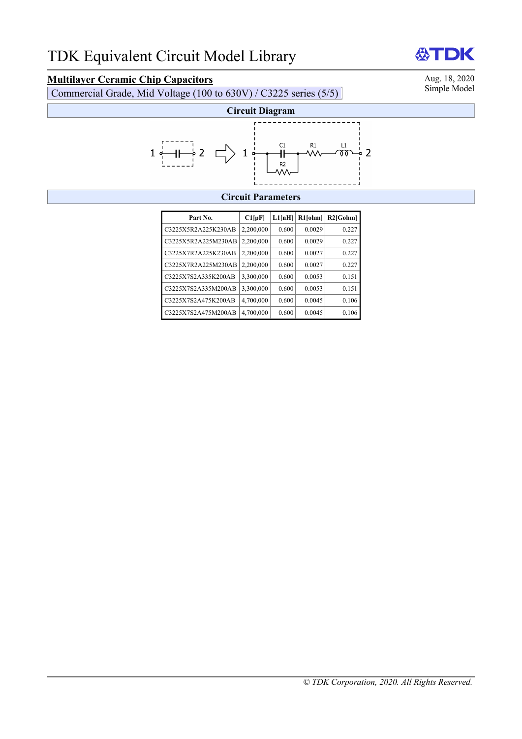# TDK Equivalent Circuit Model Library

## Multilayer Ceramic Chip Capacitors

Commercial Grade, Mid Voltage (100 to 630V) / C3225 series (5/5)

Aug. 18, 2020
Simple Model

### Circuit Diagram

1 2 1 C1 R1 L1 2 R2

### Circuit Parameters

| Part No. | C1[pF] | L1[nH] | R1[ohm] | R2[Gohm] |
|---|---|---|---|---|
| C3225X5R2A225K230AB | 2,200,000 | 0.600 | 0.0029 | 0.227 |
| C3225X5R2A225M230AB | 2,200,000 | 0.600 | 0.0029 | 0.227 |
| C3225X7R2A225K230AB | 2,200,000 | 0.600 | 0.0027 | 0.227 |
| C3225X7R2A225M230AB | 2,200,000 | 0.600 | 0.0027 | 0.227 |
| C3225X7S2A335K200AB | 3,300,000 | 0.600 | 0.0053 | 0.151 |
| C3225X7S2A335M200AB | 3,300,000 | 0.600 | 0.0053 | 0.151 |
| C3225X7S2A475K200AB | 4,700,000 | 0.600 | 0.0045 | 0.106 |
| C3225X7S2A475M200AB | 4,700,000 | 0.600 | 0.0045 | 0.106 |

*© TDK Corporation, 2020. All Rights Reserved.*